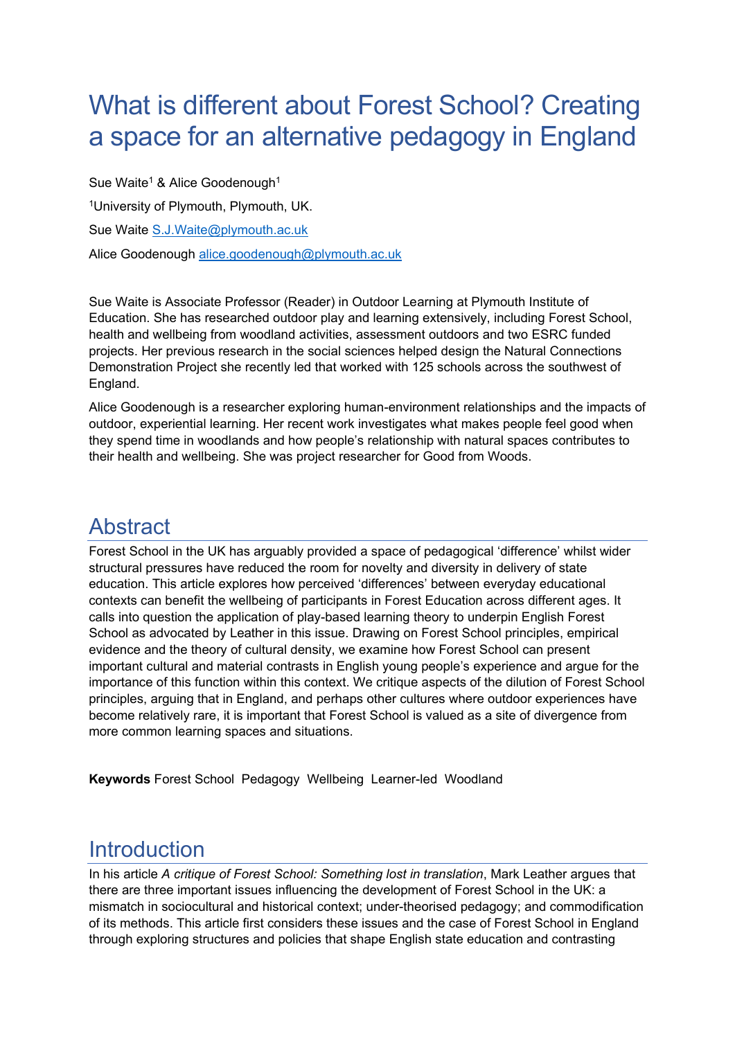# What is different about Forest School? Creating a space for an alternative pedagogy in England

Sue Waite[1] & Alice Goodenough[1]

[1]University of Plymouth, Plymouth, UK.

Sue Waite S.J.Waite@plymouth.ac.uk

Alice Goodenough alice.goodenough@plymouth.ac.uk

Sue Waite is Associate Professor (Reader) in Outdoor Learning at Plymouth Institute of Education. She has researched outdoor play and learning extensively, including Forest School, health and wellbeing from woodland activities, assessment outdoors and two ESRC funded projects. Her previous research in the social sciences helped design the Natural Connections Demonstration Project she recently led that worked with 125 schools across the southwest of England.

Alice Goodenough is a researcher exploring human-environment relationships and the impacts of outdoor, experiential learning. Her recent work investigates what makes people feel good when they spend time in woodlands and how people's relationship with natural spaces contributes to their health and wellbeing. She was project researcher for Good from Woods.

## Abstract

Forest School in the UK has arguably provided a space of pedagogical 'difference' whilst wider structural pressures have reduced the room for novelty and diversity in delivery of state education. This article explores how perceived 'differences' between everyday educational contexts can benefit the wellbeing of participants in Forest Education across different ages. It calls into question the application of play-based learning theory to underpin English Forest School as advocated by Leather in this issue. Drawing on Forest School principles, empirical evidence and the theory of cultural density, we examine how Forest School can present important cultural and material contrasts in English young people's experience and argue for the importance of this function within this context. We critique aspects of the dilution of Forest School principles, arguing that in England, and perhaps other cultures where outdoor experiences have become relatively rare, it is important that Forest School is valued as a site of divergence from more common learning spaces and situations.

**Keywords** Forest School Pedagogy Wellbeing Learner-led Woodland

## Introduction

In his article *A critique of Forest School: Something lost in translation*, Mark Leather argues that there are three important issues influencing the development of Forest School in the UK: a mismatch in sociocultural and historical context; under-theorised pedagogy; and commodification of its methods. This article first considers these issues and the case of Forest School in England through exploring structures and policies that shape English state education and contrasting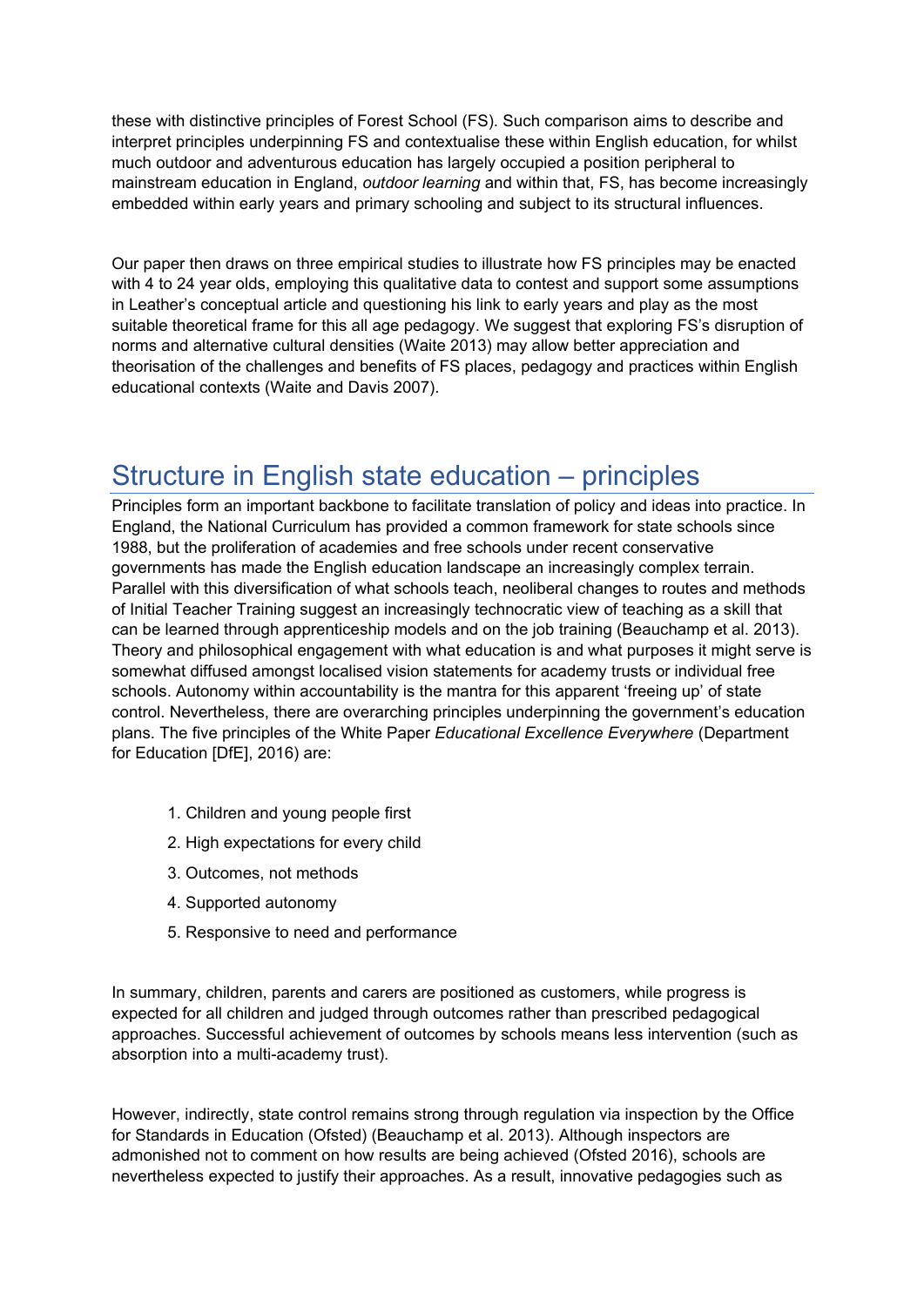these with distinctive principles of Forest School (FS). Such comparison aims to describe and interpret principles underpinning FS and contextualise these within English education, for whilst much outdoor and adventurous education has largely occupied a position peripheral to mainstream education in England, *outdoor learning* and within that, FS, has become increasingly embedded within early years and primary schooling and subject to its structural influences.

Our paper then draws on three empirical studies to illustrate how FS principles may be enacted with 4 to 24 year olds, employing this qualitative data to contest and support some assumptions in Leather's conceptual article and questioning his link to early years and play as the most suitable theoretical frame for this all age pedagogy. We suggest that exploring FS's disruption of norms and alternative cultural densities (Waite 2013) may allow better appreciation and theorisation of the challenges and benefits of FS places, pedagogy and practices within English educational contexts (Waite and Davis 2007).

## Structure in English state education – principles

Principles form an important backbone to facilitate translation of policy and ideas into practice. In England, the National Curriculum has provided a common framework for state schools since 1988, but the proliferation of academies and free schools under recent conservative governments has made the English education landscape an increasingly complex terrain. Parallel with this diversification of what schools teach, neoliberal changes to routes and methods of Initial Teacher Training suggest an increasingly technocratic view of teaching as a skill that can be learned through apprenticeship models and on the job training (Beauchamp et al. 2013). Theory and philosophical engagement with what education is and what purposes it might serve is somewhat diffused amongst localised vision statements for academy trusts or individual free schools. Autonomy within accountability is the mantra for this apparent 'freeing up' of state control. Nevertheless, there are overarching principles underpinning the government's education plans. The five principles of the White Paper *Educational Excellence Everywhere* (Department for Education [DfE], 2016) are:

1. Children and young people first
2. High expectations for every child
3. Outcomes, not methods
4. Supported autonomy
5. Responsive to need and performance

In summary, children, parents and carers are positioned as customers, while progress is expected for all children and judged through outcomes rather than prescribed pedagogical approaches. Successful achievement of outcomes by schools means less intervention (such as absorption into a multi-academy trust).

However, indirectly, state control remains strong through regulation via inspection by the Office for Standards in Education (Ofsted) (Beauchamp et al. 2013). Although inspectors are admonished not to comment on how results are being achieved (Ofsted 2016), schools are nevertheless expected to justify their approaches. As a result, innovative pedagogies such as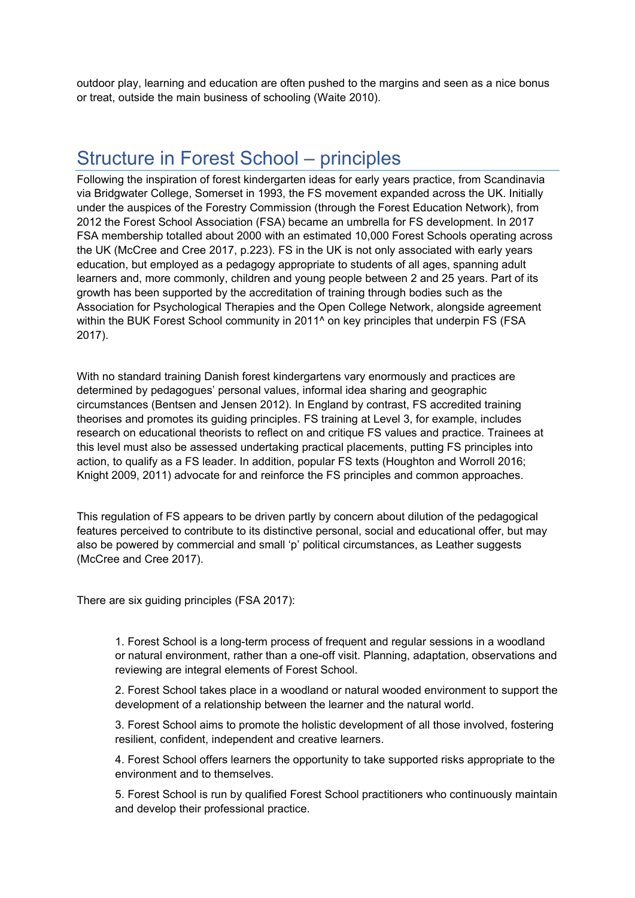outdoor play, learning and education are often pushed to the margins and seen as a nice bonus or treat, outside the main business of schooling (Waite 2010).

## Structure in Forest School – principles

Following the inspiration of forest kindergarten ideas for early years practice, from Scandinavia via Bridgwater College, Somerset in 1993, the FS movement expanded across the UK. Initially under the auspices of the Forestry Commission (through the Forest Education Network), from 2012 the Forest School Association (FSA) became an umbrella for FS development. In 2017 FSA membership totalled about 2000 with an estimated 10,000 Forest Schools operating across the UK (McCree and Cree 2017, p.223). FS in the UK is not only associated with early years education, but employed as a pedagogy appropriate to students of all ages, spanning adult learners and, more commonly, children and young people between 2 and 25 years. Part of its growth has been supported by the accreditation of training through bodies such as the Association for Psychological Therapies and the Open College Network, alongside agreement within the BUK Forest School community in 2011^ on key principles that underpin FS (FSA 2017).

With no standard training Danish forest kindergartens vary enormously and practices are determined by pedagogues' personal values, informal idea sharing and geographic circumstances (Bentsen and Jensen 2012). In England by contrast, FS accredited training theorises and promotes its guiding principles. FS training at Level 3, for example, includes research on educational theorists to reflect on and critique FS values and practice. Trainees at this level must also be assessed undertaking practical placements, putting FS principles into action, to qualify as a FS leader. In addition, popular FS texts (Houghton and Worroll 2016; Knight 2009, 2011) advocate for and reinforce the FS principles and common approaches.

This regulation of FS appears to be driven partly by concern about dilution of the pedagogical features perceived to contribute to its distinctive personal, social and educational offer, but may also be powered by commercial and small 'p' political circumstances, as Leather suggests (McCree and Cree 2017).

There are six guiding principles (FSA 2017):

1. Forest School is a long-term process of frequent and regular sessions in a woodland or natural environment, rather than a one-off visit. Planning, adaptation, observations and reviewing are integral elements of Forest School.
2. Forest School takes place in a woodland or natural wooded environment to support the development of a relationship between the learner and the natural world.
3. Forest School aims to promote the holistic development of all those involved, fostering resilient, confident, independent and creative learners.
4. Forest School offers learners the opportunity to take supported risks appropriate to the environment and to themselves.
5. Forest School is run by qualified Forest School practitioners who continuously maintain and develop their professional practice.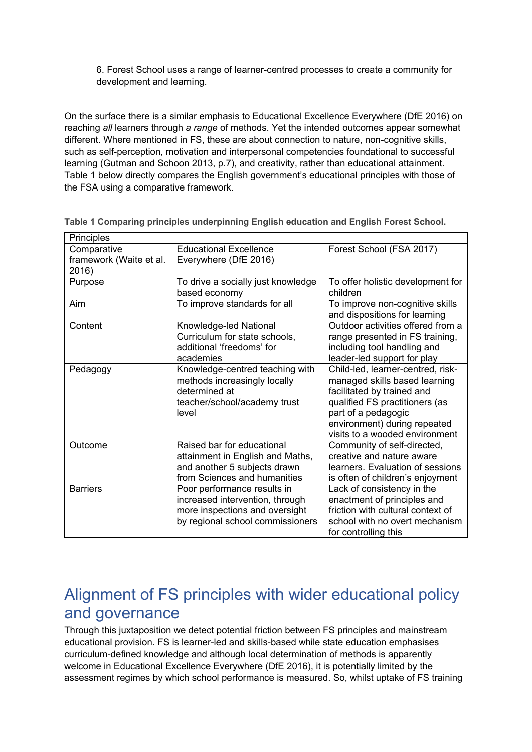6. Forest School uses a range of learner-centred processes to create a community for development and learning.

On the surface there is a similar emphasis to Educational Excellence Everywhere (DfE 2016) on reaching *all* learners through *a range* of methods. Yet the intended outcomes appear somewhat different. Where mentioned in FS, these are about connection to nature, non-cognitive skills, such as self-perception, motivation and interpersonal competencies foundational to successful learning (Gutman and Schoon 2013, p.7), and creativity, rather than educational attainment. Table 1 below directly compares the English government's educational principles with those of the FSA using a comparative framework.

**Table 1 Comparing principles underpinning English education and English Forest School.**

| Principles | | |
|---|---|---|
| Comparative framework (Waite et al. 2016) | Educational Excellence Everywhere (DfE 2016) | Forest School (FSA 2017) |
| Purpose | To drive a socially just knowledge based economy | To offer holistic development for children |
| Aim | To improve standards for all | To improve non-cognitive skills and dispositions for learning |
| Content | Knowledge-led National Curriculum for state schools, additional 'freedoms' for academies | Outdoor activities offered from a range presented in FS training, including tool handling and leader-led support for play |
| Pedagogy | Knowledge-centred teaching with methods increasingly locally determined at teacher/school/academy trust level | Child-led, learner-centred, risk-managed skills based learning facilitated by trained and qualified FS practitioners (as part of a pedagogic environment) during repeated visits to a wooded environment |
| Outcome | Raised bar for educational attainment in English and Maths, and another 5 subjects drawn from Sciences and humanities | Community of self-directed, creative and nature aware learners. Evaluation of sessions is often of children's enjoyment |
| Barriers | Poor performance results in increased intervention, through more inspections and oversight by regional school commissioners | Lack of consistency in the enactment of principles and friction with cultural context of school with no overt mechanism for controlling this |

## Alignment of FS principles with wider educational policy and governance

Through this juxtaposition we detect potential friction between FS principles and mainstream educational provision. FS is learner-led and skills-based while state education emphasises curriculum-defined knowledge and although local determination of methods is apparently welcome in Educational Excellence Everywhere (DfE 2016), it is potentially limited by the assessment regimes by which school performance is measured. So, whilst uptake of FS training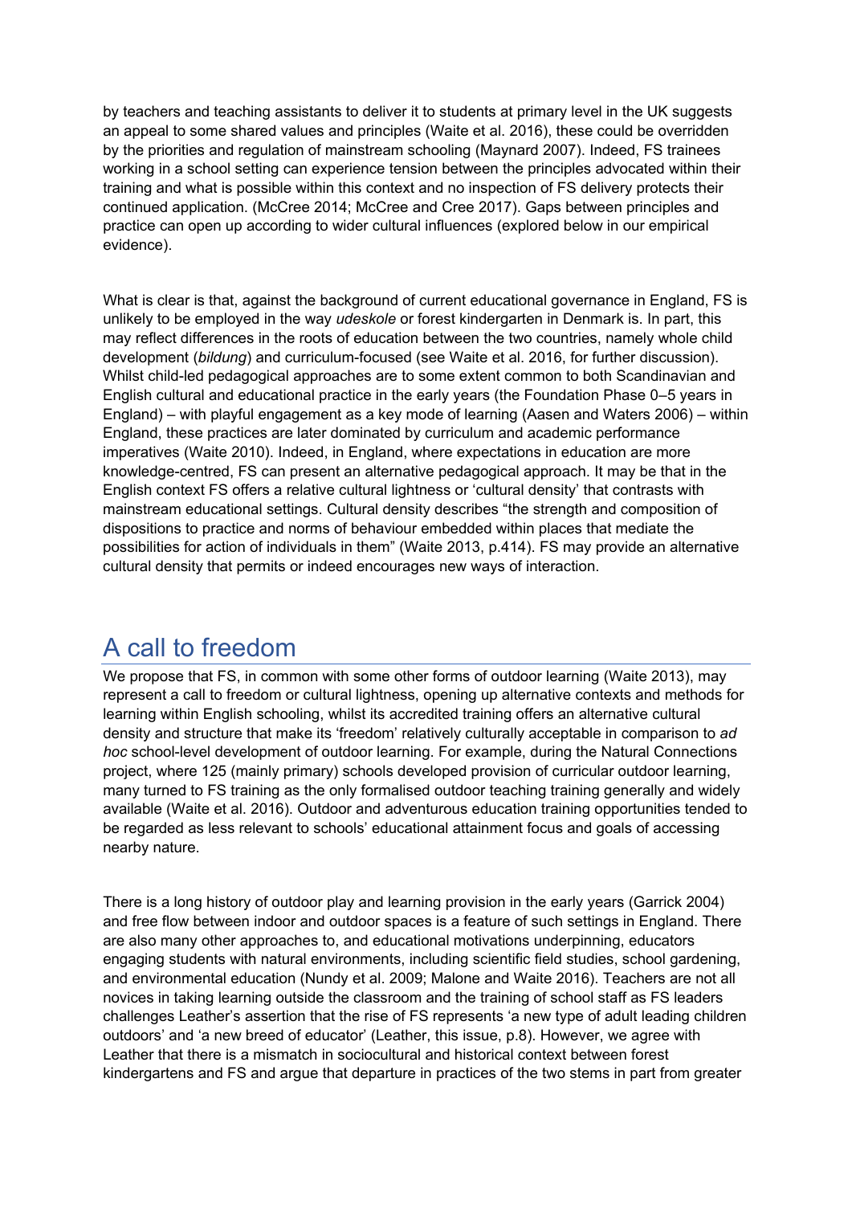by teachers and teaching assistants to deliver it to students at primary level in the UK suggests an appeal to some shared values and principles (Waite et al. 2016), these could be overridden by the priorities and regulation of mainstream schooling (Maynard 2007). Indeed, FS trainees working in a school setting can experience tension between the principles advocated within their training and what is possible within this context and no inspection of FS delivery protects their continued application. (McCree 2014; McCree and Cree 2017). Gaps between principles and practice can open up according to wider cultural influences (explored below in our empirical evidence).

What is clear is that, against the background of current educational governance in England, FS is unlikely to be employed in the way *udeskole* or forest kindergarten in Denmark is. In part, this may reflect differences in the roots of education between the two countries, namely whole child development (*bildung*) and curriculum-focused (see Waite et al. 2016, for further discussion). Whilst child-led pedagogical approaches are to some extent common to both Scandinavian and English cultural and educational practice in the early years (the Foundation Phase 0–5 years in England) – with playful engagement as a key mode of learning (Aasen and Waters 2006) – within England, these practices are later dominated by curriculum and academic performance imperatives (Waite 2010). Indeed, in England, where expectations in education are more knowledge-centred, FS can present an alternative pedagogical approach. It may be that in the English context FS offers a relative cultural lightness or 'cultural density' that contrasts with mainstream educational settings. Cultural density describes "the strength and composition of dispositions to practice and norms of behaviour embedded within places that mediate the possibilities for action of individuals in them" (Waite 2013, p.414). FS may provide an alternative cultural density that permits or indeed encourages new ways of interaction.

## A call to freedom

We propose that FS, in common with some other forms of outdoor learning (Waite 2013), may represent a call to freedom or cultural lightness, opening up alternative contexts and methods for learning within English schooling, whilst its accredited training offers an alternative cultural density and structure that make its 'freedom' relatively culturally acceptable in comparison to *ad hoc* school-level development of outdoor learning. For example, during the Natural Connections project, where 125 (mainly primary) schools developed provision of curricular outdoor learning, many turned to FS training as the only formalised outdoor teaching training generally and widely available (Waite et al. 2016). Outdoor and adventurous education training opportunities tended to be regarded as less relevant to schools' educational attainment focus and goals of accessing nearby nature.

There is a long history of outdoor play and learning provision in the early years (Garrick 2004) and free flow between indoor and outdoor spaces is a feature of such settings in England. There are also many other approaches to, and educational motivations underpinning, educators engaging students with natural environments, including scientific field studies, school gardening, and environmental education (Nundy et al. 2009; Malone and Waite 2016). Teachers are not all novices in taking learning outside the classroom and the training of school staff as FS leaders challenges Leather's assertion that the rise of FS represents 'a new type of adult leading children outdoors' and 'a new breed of educator' (Leather, this issue, p.8). However, we agree with Leather that there is a mismatch in sociocultural and historical context between forest kindergartens and FS and argue that departure in practices of the two stems in part from greater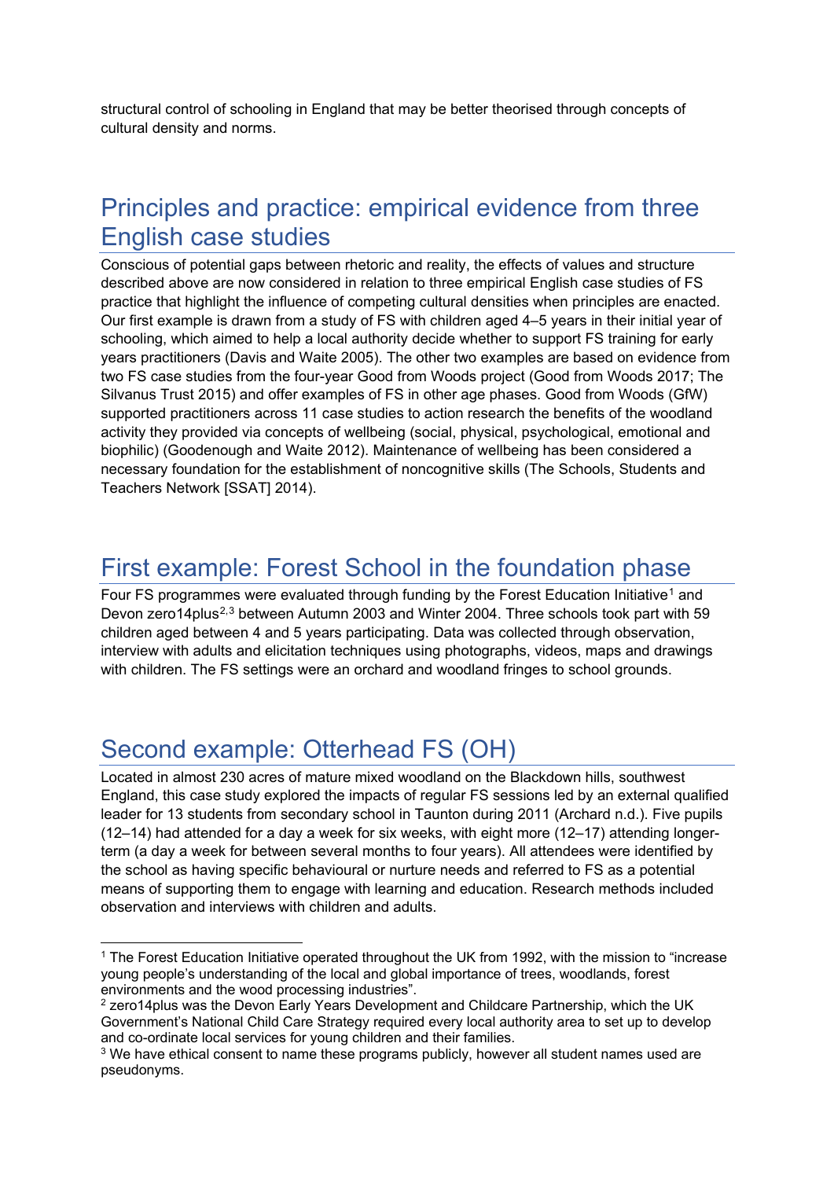structural control of schooling in England that may be better theorised through concepts of cultural density and norms.

## Principles and practice: empirical evidence from three English case studies

Conscious of potential gaps between rhetoric and reality, the effects of values and structure described above are now considered in relation to three empirical English case studies of FS practice that highlight the influence of competing cultural densities when principles are enacted. Our first example is drawn from a study of FS with children aged 4–5 years in their initial year of schooling, which aimed to help a local authority decide whether to support FS training for early years practitioners (Davis and Waite 2005). The other two examples are based on evidence from two FS case studies from the four-year Good from Woods project (Good from Woods 2017; The Silvanus Trust 2015) and offer examples of FS in other age phases. Good from Woods (GfW) supported practitioners across 11 case studies to action research the benefits of the woodland activity they provided via concepts of wellbeing (social, physical, psychological, emotional and biophilic) (Goodenough and Waite 2012). Maintenance of wellbeing has been considered a necessary foundation for the establishment of noncognitive skills (The Schools, Students and Teachers Network [SSAT] 2014).

## First example: Forest School in the foundation phase

Four FS programmes were evaluated through funding by the Forest Education Initiative[1] and Devon zero14plus[2,3] between Autumn 2003 and Winter 2004. Three schools took part with 59 children aged between 4 and 5 years participating. Data was collected through observation, interview with adults and elicitation techniques using photographs, videos, maps and drawings with children. The FS settings were an orchard and woodland fringes to school grounds.

## Second example: Otterhead FS (OH)

Located in almost 230 acres of mature mixed woodland on the Blackdown hills, southwest England, this case study explored the impacts of regular FS sessions led by an external qualified leader for 13 students from secondary school in Taunton during 2011 (Archard n.d.). Five pupils (12–14) had attended for a day a week for six weeks, with eight more (12–17) attending longer-term (a day a week for between several months to four years). All attendees were identified by the school as having specific behavioural or nurture needs and referred to FS as a potential means of supporting them to engage with learning and education. Research methods included observation and interviews with children and adults.

---

[1] The Forest Education Initiative operated throughout the UK from 1992, with the mission to "increase young people's understanding of the local and global importance of trees, woodlands, forest environments and the wood processing industries".

[2] zero14plus was the Devon Early Years Development and Childcare Partnership, which the UK Government's National Child Care Strategy required every local authority area to set up to develop and co-ordinate local services for young children and their families.

[3] We have ethical consent to name these programs publicly, however all student names used are pseudonyms.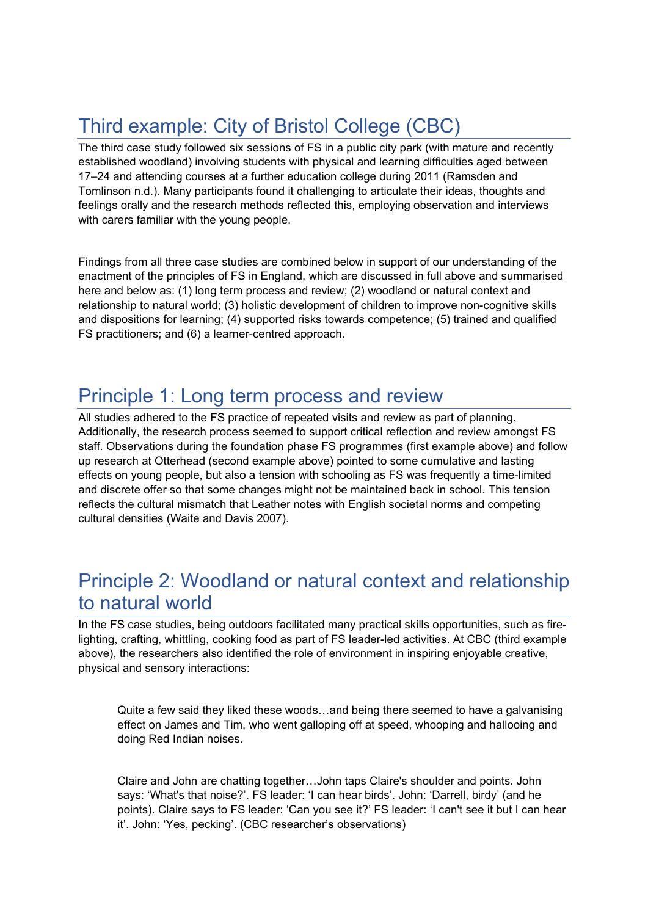## Third example: City of Bristol College (CBC)

The third case study followed six sessions of FS in a public city park (with mature and recently established woodland) involving students with physical and learning difficulties aged between 17–24 and attending courses at a further education college during 2011 (Ramsden and Tomlinson n.d.). Many participants found it challenging to articulate their ideas, thoughts and feelings orally and the research methods reflected this, employing observation and interviews with carers familiar with the young people.

Findings from all three case studies are combined below in support of our understanding of the enactment of the principles of FS in England, which are discussed in full above and summarised here and below as: (1) long term process and review; (2) woodland or natural context and relationship to natural world; (3) holistic development of children to improve non-cognitive skills and dispositions for learning; (4) supported risks towards competence; (5) trained and qualified FS practitioners; and (6) a learner-centred approach.

## Principle 1: Long term process and review

All studies adhered to the FS practice of repeated visits and review as part of planning. Additionally, the research process seemed to support critical reflection and review amongst FS staff. Observations during the foundation phase FS programmes (first example above) and follow up research at Otterhead (second example above) pointed to some cumulative and lasting effects on young people, but also a tension with schooling as FS was frequently a time-limited and discrete offer so that some changes might not be maintained back in school. This tension reflects the cultural mismatch that Leather notes with English societal norms and competing cultural densities (Waite and Davis 2007).

## Principle 2: Woodland or natural context and relationship to natural world

In the FS case studies, being outdoors facilitated many practical skills opportunities, such as fire-lighting, crafting, whittling, cooking food as part of FS leader-led activities. At CBC (third example above), the researchers also identified the role of environment in inspiring enjoyable creative, physical and sensory interactions:

> Quite a few said they liked these woods…and being there seemed to have a galvanising effect on James and Tim, who went galloping off at speed, whooping and hallooing and doing Red Indian noises.
>
> Claire and John are chatting together…John taps Claire's shoulder and points. John says: 'What's that noise?'. FS leader: 'I can hear birds'. John: 'Darrell, birdy' (and he points). Claire says to FS leader: 'Can you see it?' FS leader: 'I can't see it but I can hear it'. John: 'Yes, pecking'. (CBC researcher's observations)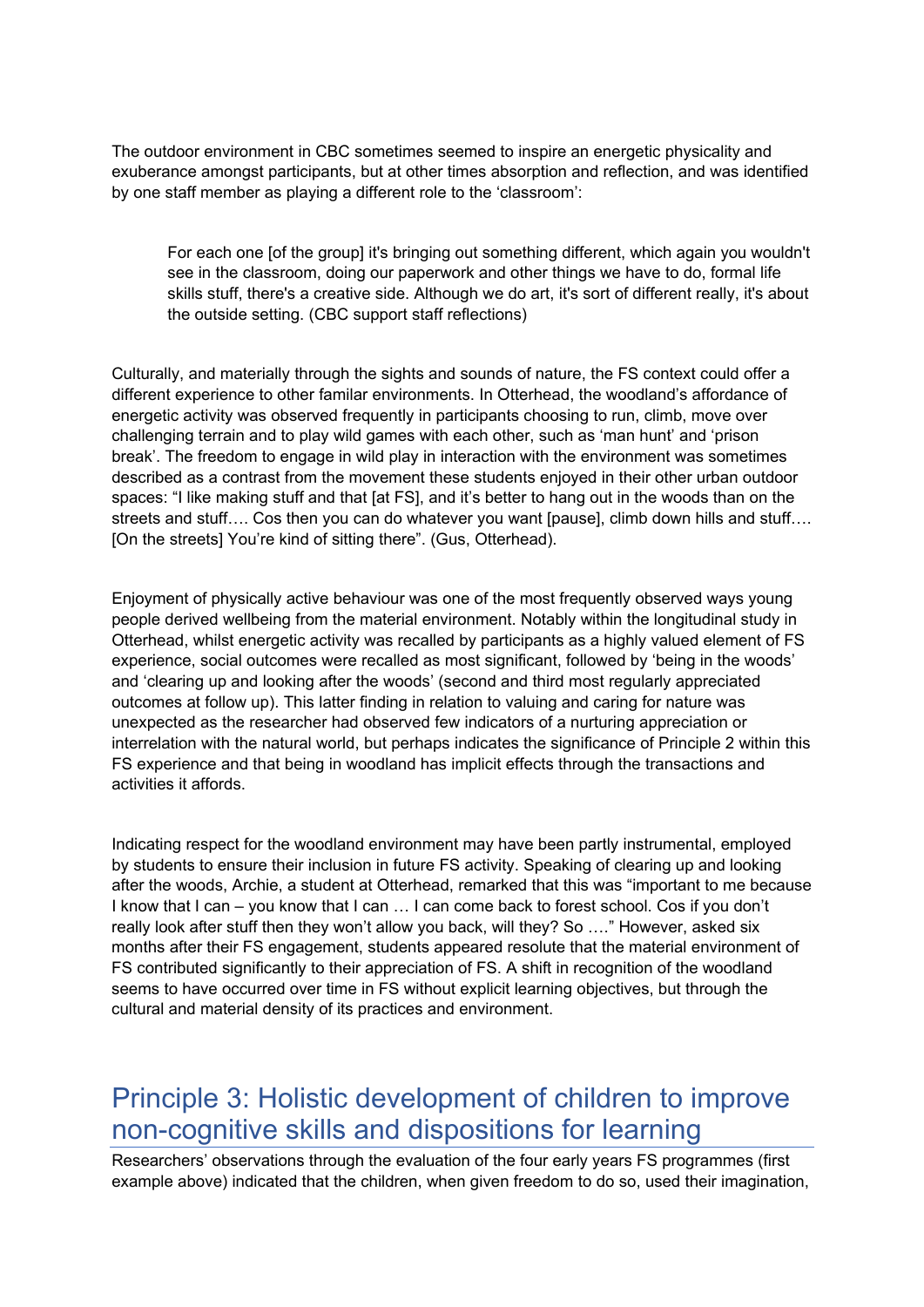The outdoor environment in CBC sometimes seemed to inspire an energetic physicality and exuberance amongst participants, but at other times absorption and reflection, and was identified by one staff member as playing a different role to the 'classroom':

> For each one [of the group] it's bringing out something different, which again you wouldn't see in the classroom, doing our paperwork and other things we have to do, formal life skills stuff, there's a creative side. Although we do art, it's sort of different really, it's about the outside setting. (CBC support staff reflections)

Culturally, and materially through the sights and sounds of nature, the FS context could offer a different experience to other familiar environments. In Otterhead, the woodland's affordance of energetic activity was observed frequently in participants choosing to run, climb, move over challenging terrain and to play wild games with each other, such as 'man hunt' and 'prison break'. The freedom to engage in wild play in interaction with the environment was sometimes described as a contrast from the movement these students enjoyed in their other urban outdoor spaces: "I like making stuff and that [at FS], and it's better to hang out in the woods than on the streets and stuff…. Cos then you can do whatever you want [pause], climb down hills and stuff…. [On the streets] You're kind of sitting there". (Gus, Otterhead).

Enjoyment of physically active behaviour was one of the most frequently observed ways young people derived wellbeing from the material environment. Notably within the longitudinal study in Otterhead, whilst energetic activity was recalled by participants as a highly valued element of FS experience, social outcomes were recalled as most significant, followed by 'being in the woods' and 'clearing up and looking after the woods' (second and third most regularly appreciated outcomes at follow up). This latter finding in relation to valuing and caring for nature was unexpected as the researcher had observed few indicators of a nurturing appreciation or interrelation with the natural world, but perhaps indicates the significance of Principle 2 within this FS experience and that being in woodland has implicit effects through the transactions and activities it affords.

Indicating respect for the woodland environment may have been partly instrumental, employed by students to ensure their inclusion in future FS activity. Speaking of clearing up and looking after the woods, Archie, a student at Otterhead, remarked that this was "important to me because I know that I can – you know that I can … I can come back to forest school. Cos if you don't really look after stuff then they won't allow you back, will they? So …." However, asked six months after their FS engagement, students appeared resolute that the material environment of FS contributed significantly to their appreciation of FS. A shift in recognition of the woodland seems to have occurred over time in FS without explicit learning objectives, but through the cultural and material density of its practices and environment.

## Principle 3: Holistic development of children to improve non-cognitive skills and dispositions for learning

Researchers' observations through the evaluation of the four early years FS programmes (first example above) indicated that the children, when given freedom to do so, used their imagination,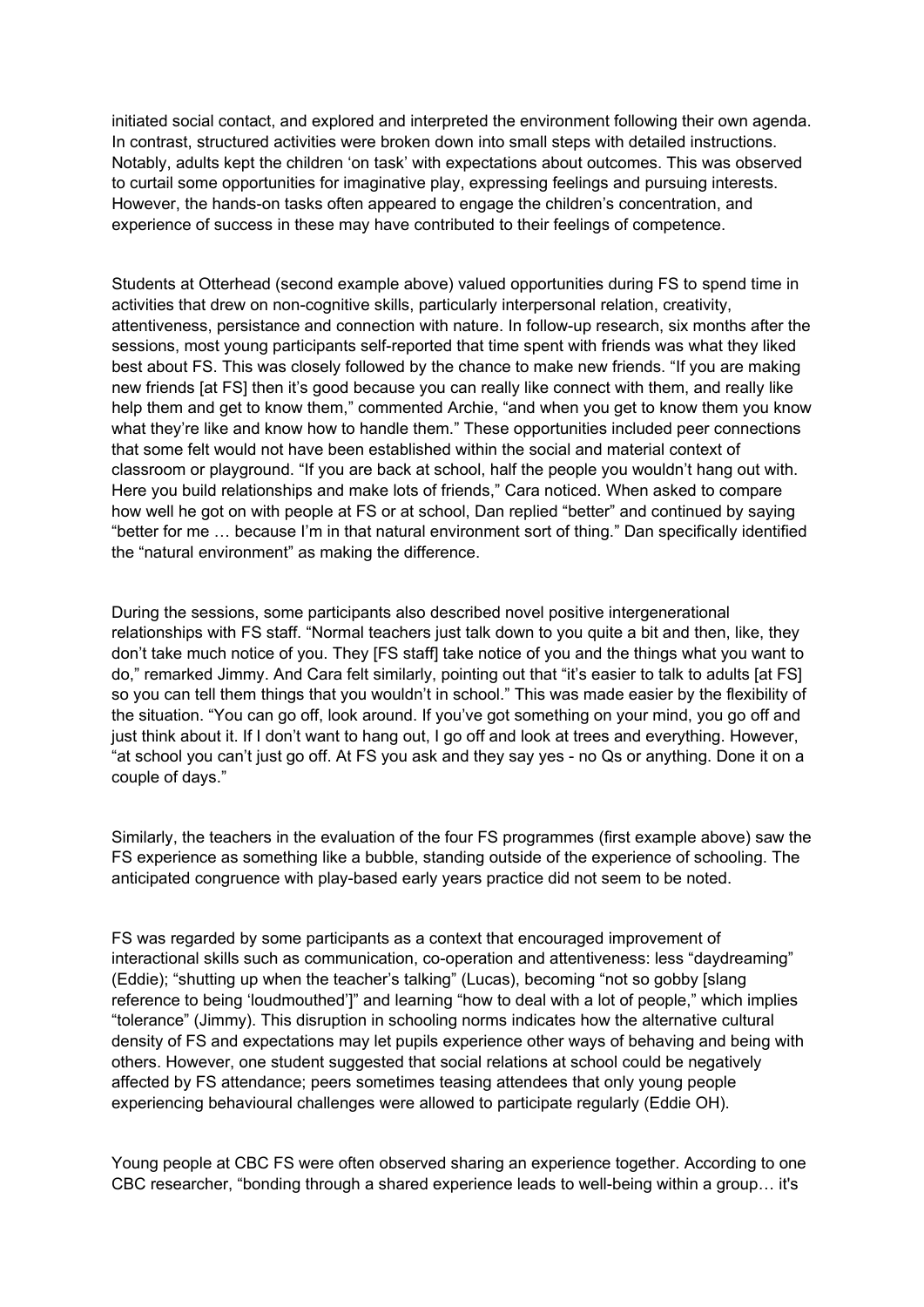initiated social contact, and explored and interpreted the environment following their own agenda. In contrast, structured activities were broken down into small steps with detailed instructions. Notably, adults kept the children 'on task' with expectations about outcomes. This was observed to curtail some opportunities for imaginative play, expressing feelings and pursuing interests. However, the hands-on tasks often appeared to engage the children's concentration, and experience of success in these may have contributed to their feelings of competence.

Students at Otterhead (second example above) valued opportunities during FS to spend time in activities that drew on non-cognitive skills, particularly interpersonal relation, creativity, attentiveness, persistance and connection with nature. In follow-up research, six months after the sessions, most young participants self-reported that time spent with friends was what they liked best about FS. This was closely followed by the chance to make new friends. "If you are making new friends [at FS] then it's good because you can really like connect with them, and really like help them and get to know them," commented Archie, "and when you get to know them you know what they're like and know how to handle them." These opportunities included peer connections that some felt would not have been established within the social and material context of classroom or playground. "If you are back at school, half the people you wouldn't hang out with. Here you build relationships and make lots of friends," Cara noticed. When asked to compare how well he got on with people at FS or at school, Dan replied "better" and continued by saying "better for me … because I'm in that natural environment sort of thing." Dan specifically identified the "natural environment" as making the difference.

During the sessions, some participants also described novel positive intergenerational relationships with FS staff. "Normal teachers just talk down to you quite a bit and then, like, they don't take much notice of you. They [FS staff] take notice of you and the things what you want to do," remarked Jimmy. And Cara felt similarly, pointing out that "it's easier to talk to adults [at FS] so you can tell them things that you wouldn't in school." This was made easier by the flexibility of the situation. "You can go off, look around. If you've got something on your mind, you go off and just think about it. If I don't want to hang out, I go off and look at trees and everything. However, "at school you can't just go off. At FS you ask and they say yes - no Qs or anything. Done it on a couple of days."

Similarly, the teachers in the evaluation of the four FS programmes (first example above) saw the FS experience as something like a bubble, standing outside of the experience of schooling. The anticipated congruence with play-based early years practice did not seem to be noted.

FS was regarded by some participants as a context that encouraged improvement of interactional skills such as communication, co-operation and attentiveness: less "daydreaming" (Eddie); "shutting up when the teacher's talking" (Lucas), becoming "not so gobby [slang reference to being 'loudmouthed']" and learning "how to deal with a lot of people," which implies "tolerance" (Jimmy). This disruption in schooling norms indicates how the alternative cultural density of FS and expectations may let pupils experience other ways of behaving and being with others. However, one student suggested that social relations at school could be negatively affected by FS attendance; peers sometimes teasing attendees that only young people experiencing behavioural challenges were allowed to participate regularly (Eddie OH).

Young people at CBC FS were often observed sharing an experience together. According to one CBC researcher, "bonding through a shared experience leads to well-being within a group… it's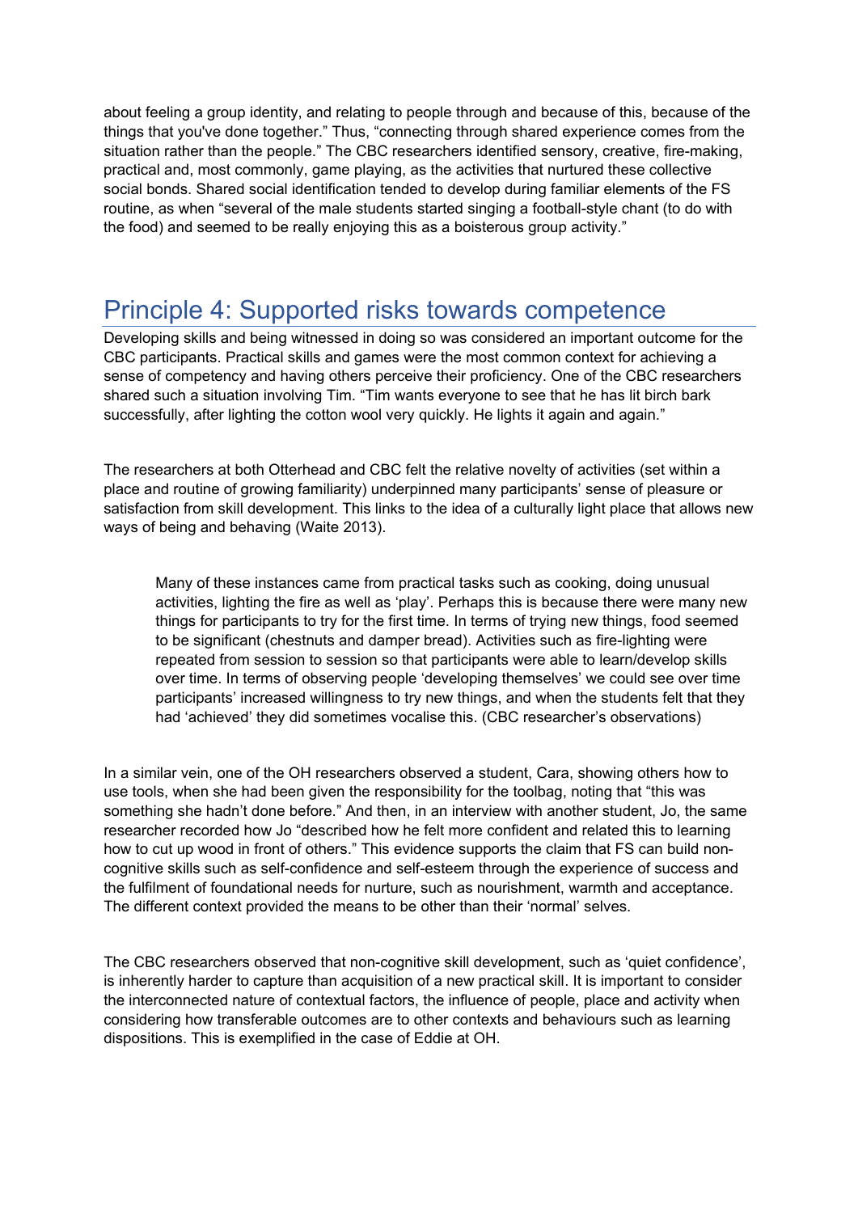about feeling a group identity, and relating to people through and because of this, because of the things that you've done together." Thus, "connecting through shared experience comes from the situation rather than the people." The CBC researchers identified sensory, creative, fire-making, practical and, most commonly, game playing, as the activities that nurtured these collective social bonds. Shared social identification tended to develop during familiar elements of the FS routine, as when "several of the male students started singing a football-style chant (to do with the food) and seemed to be really enjoying this as a boisterous group activity."

## Principle 4: Supported risks towards competence

Developing skills and being witnessed in doing so was considered an important outcome for the CBC participants. Practical skills and games were the most common context for achieving a sense of competency and having others perceive their proficiency. One of the CBC researchers shared such a situation involving Tim. "Tim wants everyone to see that he has lit birch bark successfully, after lighting the cotton wool very quickly. He lights it again and again."

The researchers at both Otterhead and CBC felt the relative novelty of activities (set within a place and routine of growing familiarity) underpinned many participants' sense of pleasure or satisfaction from skill development. This links to the idea of a culturally light place that allows new ways of being and behaving (Waite 2013).

> Many of these instances came from practical tasks such as cooking, doing unusual activities, lighting the fire as well as 'play'. Perhaps this is because there were many new things for participants to try for the first time. In terms of trying new things, food seemed to be significant (chestnuts and damper bread). Activities such as fire-lighting were repeated from session to session so that participants were able to learn/develop skills over time. In terms of observing people 'developing themselves' we could see over time participants' increased willingness to try new things, and when the students felt that they had 'achieved' they did sometimes vocalise this. (CBC researcher's observations)

In a similar vein, one of the OH researchers observed a student, Cara, showing others how to use tools, when she had been given the responsibility for the toolbag, noting that "this was something she hadn't done before." And then, in an interview with another student, Jo, the same researcher recorded how Jo "described how he felt more confident and related this to learning how to cut up wood in front of others." This evidence supports the claim that FS can build non-cognitive skills such as self-confidence and self-esteem through the experience of success and the fulfilment of foundational needs for nurture, such as nourishment, warmth and acceptance. The different context provided the means to be other than their 'normal' selves.

The CBC researchers observed that non-cognitive skill development, such as 'quiet confidence', is inherently harder to capture than acquisition of a new practical skill. It is important to consider the interconnected nature of contextual factors, the influence of people, place and activity when considering how transferable outcomes are to other contexts and behaviours such as learning dispositions. This is exemplified in the case of Eddie at OH.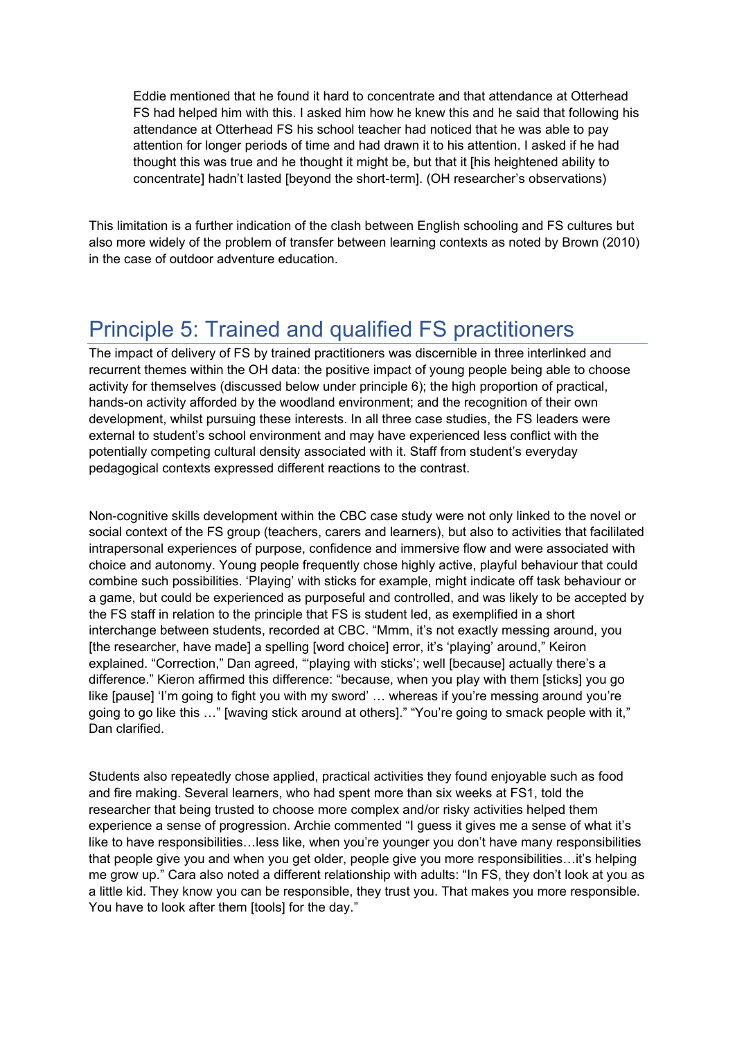> Eddie mentioned that he found it hard to concentrate and that attendance at Otterhead FS had helped him with this. I asked him how he knew this and he said that following his attendance at Otterhead FS his school teacher had noticed that he was able to pay attention for longer periods of time and had drawn it to his attention. I asked if he had thought this was true and he thought it might be, but that it [his heightened ability to concentrate] hadn't lasted [beyond the short-term]. (OH researcher's observations)

This limitation is a further indication of the clash between English schooling and FS cultures but also more widely of the problem of transfer between learning contexts as noted by Brown (2010) in the case of outdoor adventure education.

## Principle 5: Trained and qualified FS practitioners

The impact of delivery of FS by trained practitioners was discernible in three interlinked and recurrent themes within the OH data: the positive impact of young people being able to choose activity for themselves (discussed below under principle 6); the high proportion of practical, hands-on activity afforded by the woodland environment; and the recognition of their own development, whilst pursuing these interests. In all three case studies, the FS leaders were external to student's school environment and may have experienced less conflict with the potentially competing cultural density associated with it. Staff from student's everyday pedagogical contexts expressed different reactions to the contrast.

Non-cognitive skills development within the CBC case study were not only linked to the novel or social context of the FS group (teachers, carers and learners), but also to activities that facililated intrapersonal experiences of purpose, confidence and immersive flow and were associated with choice and autonomy. Young people frequently chose highly active, playful behaviour that could combine such possibilities. 'Playing' with sticks for example, might indicate off task behaviour or a game, but could be experienced as purposeful and controlled, and was likely to be accepted by the FS staff in relation to the principle that FS is student led, as exemplified in a short interchange between students, recorded at CBC. "Mmm, it's not exactly messing around, you [the researcher, have made] a spelling [word choice] error, it's 'playing' around," Keiron explained. "Correction," Dan agreed, "'playing with sticks'; well [because] actually there's a difference." Kieron affirmed this difference: "because, when you play with them [sticks] you go like [pause] 'I'm going to fight you with my sword' … whereas if you're messing around you're going to go like this …" [waving stick around at others]." "You're going to smack people with it," Dan clarified.

Students also repeatedly chose applied, practical activities they found enjoyable such as food and fire making. Several learners, who had spent more than six weeks at FS1, told the researcher that being trusted to choose more complex and/or risky activities helped them experience a sense of progression. Archie commented "I guess it gives me a sense of what it's like to have responsibilities…less like, when you're younger you don't have many responsibilities that people give you and when you get older, people give you more responsibilities…it's helping me grow up." Cara also noted a different relationship with adults: "In FS, they don't look at you as a little kid. They know you can be responsible, they trust you. That makes you more responsible. You have to look after them [tools] for the day."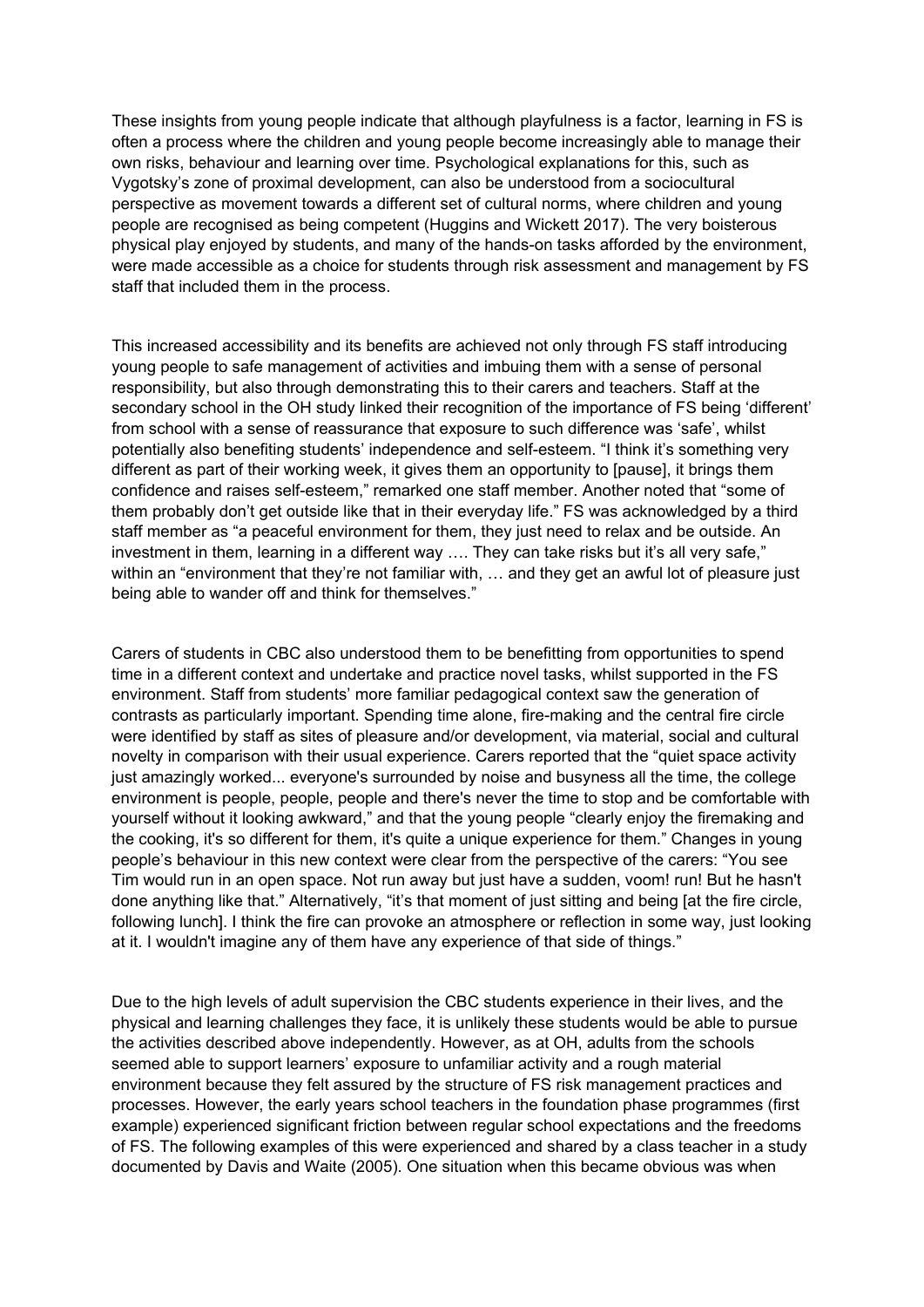These insights from young people indicate that although playfulness is a factor, learning in FS is often a process where the children and young people become increasingly able to manage their own risks, behaviour and learning over time. Psychological explanations for this, such as Vygotsky's zone of proximal development, can also be understood from a sociocultural perspective as movement towards a different set of cultural norms, where children and young people are recognised as being competent (Huggins and Wickett 2017). The very boisterous physical play enjoyed by students, and many of the hands-on tasks afforded by the environment, were made accessible as a choice for students through risk assessment and management by FS staff that included them in the process.

This increased accessibility and its benefits are achieved not only through FS staff introducing young people to safe management of activities and imbuing them with a sense of personal responsibility, but also through demonstrating this to their carers and teachers. Staff at the secondary school in the OH study linked their recognition of the importance of FS being 'different' from school with a sense of reassurance that exposure to such difference was 'safe', whilst potentially also benefiting students' independence and self-esteem. "I think it's something very different as part of their working week, it gives them an opportunity to [pause], it brings them confidence and raises self-esteem," remarked one staff member. Another noted that "some of them probably don't get outside like that in their everyday life." FS was acknowledged by a third staff member as "a peaceful environment for them, they just need to relax and be outside. An investment in them, learning in a different way …. They can take risks but it's all very safe," within an "environment that they're not familiar with, … and they get an awful lot of pleasure just being able to wander off and think for themselves."

Carers of students in CBC also understood them to be benefitting from opportunities to spend time in a different context and undertake and practice novel tasks, whilst supported in the FS environment. Staff from students' more familiar pedagogical context saw the generation of contrasts as particularly important. Spending time alone, fire-making and the central fire circle were identified by staff as sites of pleasure and/or development, via material, social and cultural novelty in comparison with their usual experience. Carers reported that the "quiet space activity just amazingly worked... everyone's surrounded by noise and busyness all the time, the college environment is people, people, people and there's never the time to stop and be comfortable with yourself without it looking awkward," and that the young people "clearly enjoy the firemaking and the cooking, it's so different for them, it's quite a unique experience for them." Changes in young people's behaviour in this new context were clear from the perspective of the carers: "You see Tim would run in an open space. Not run away but just have a sudden, voom! run! But he hasn't done anything like that." Alternatively, "it's that moment of just sitting and being [at the fire circle, following lunch]. I think the fire can provoke an atmosphere or reflection in some way, just looking at it. I wouldn't imagine any of them have any experience of that side of things."

Due to the high levels of adult supervision the CBC students experience in their lives, and the physical and learning challenges they face, it is unlikely these students would be able to pursue the activities described above independently. However, as at OH, adults from the schools seemed able to support learners' exposure to unfamiliar activity and a rough material environment because they felt assured by the structure of FS risk management practices and processes. However, the early years school teachers in the foundation phase programmes (first example) experienced significant friction between regular school expectations and the freedoms of FS. The following examples of this were experienced and shared by a class teacher in a study documented by Davis and Waite (2005). One situation when this became obvious was when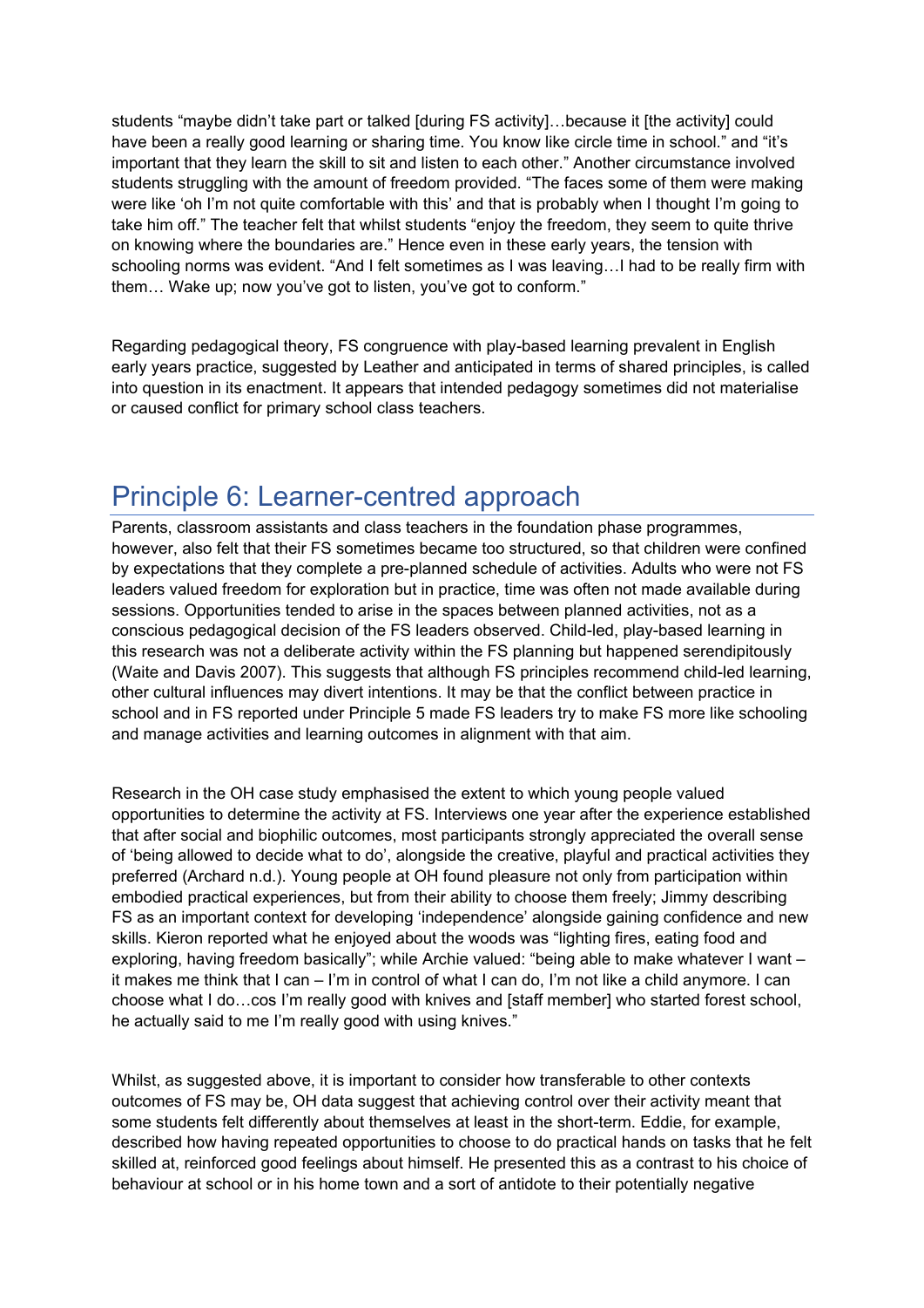students "maybe didn't take part or talked [during FS activity]…because it [the activity] could have been a really good learning or sharing time. You know like circle time in school." and "it's important that they learn the skill to sit and listen to each other." Another circumstance involved students struggling with the amount of freedom provided. "The faces some of them were making were like 'oh I'm not quite comfortable with this' and that is probably when I thought I'm going to take him off." The teacher felt that whilst students "enjoy the freedom, they seem to quite thrive on knowing where the boundaries are." Hence even in these early years, the tension with schooling norms was evident. "And I felt sometimes as I was leaving…I had to be really firm with them… Wake up; now you've got to listen, you've got to conform."

Regarding pedagogical theory, FS congruence with play-based learning prevalent in English early years practice, suggested by Leather and anticipated in terms of shared principles, is called into question in its enactment. It appears that intended pedagogy sometimes did not materialise or caused conflict for primary school class teachers.

## Principle 6: Learner-centred approach

Parents, classroom assistants and class teachers in the foundation phase programmes, however, also felt that their FS sometimes became too structured, so that children were confined by expectations that they complete a pre-planned schedule of activities. Adults who were not FS leaders valued freedom for exploration but in practice, time was often not made available during sessions. Opportunities tended to arise in the spaces between planned activities, not as a conscious pedagogical decision of the FS leaders observed. Child-led, play-based learning in this research was not a deliberate activity within the FS planning but happened serendipitously (Waite and Davis 2007). This suggests that although FS principles recommend child-led learning, other cultural influences may divert intentions. It may be that the conflict between practice in school and in FS reported under Principle 5 made FS leaders try to make FS more like schooling and manage activities and learning outcomes in alignment with that aim.

Research in the OH case study emphasised the extent to which young people valued opportunities to determine the activity at FS. Interviews one year after the experience established that after social and biophilic outcomes, most participants strongly appreciated the overall sense of 'being allowed to decide what to do', alongside the creative, playful and practical activities they preferred (Archard n.d.). Young people at OH found pleasure not only from participation within embodied practical experiences, but from their ability to choose them freely; Jimmy describing FS as an important context for developing 'independence' alongside gaining confidence and new skills. Kieron reported what he enjoyed about the woods was "lighting fires, eating food and exploring, having freedom basically"; while Archie valued: "being able to make whatever I want – it makes me think that I can – I'm in control of what I can do, I'm not like a child anymore. I can choose what I do…cos I'm really good with knives and [staff member] who started forest school, he actually said to me I'm really good with using knives."

Whilst, as suggested above, it is important to consider how transferable to other contexts outcomes of FS may be, OH data suggest that achieving control over their activity meant that some students felt differently about themselves at least in the short-term. Eddie, for example, described how having repeated opportunities to choose to do practical hands on tasks that he felt skilled at, reinforced good feelings about himself. He presented this as a contrast to his choice of behaviour at school or in his home town and a sort of antidote to their potentially negative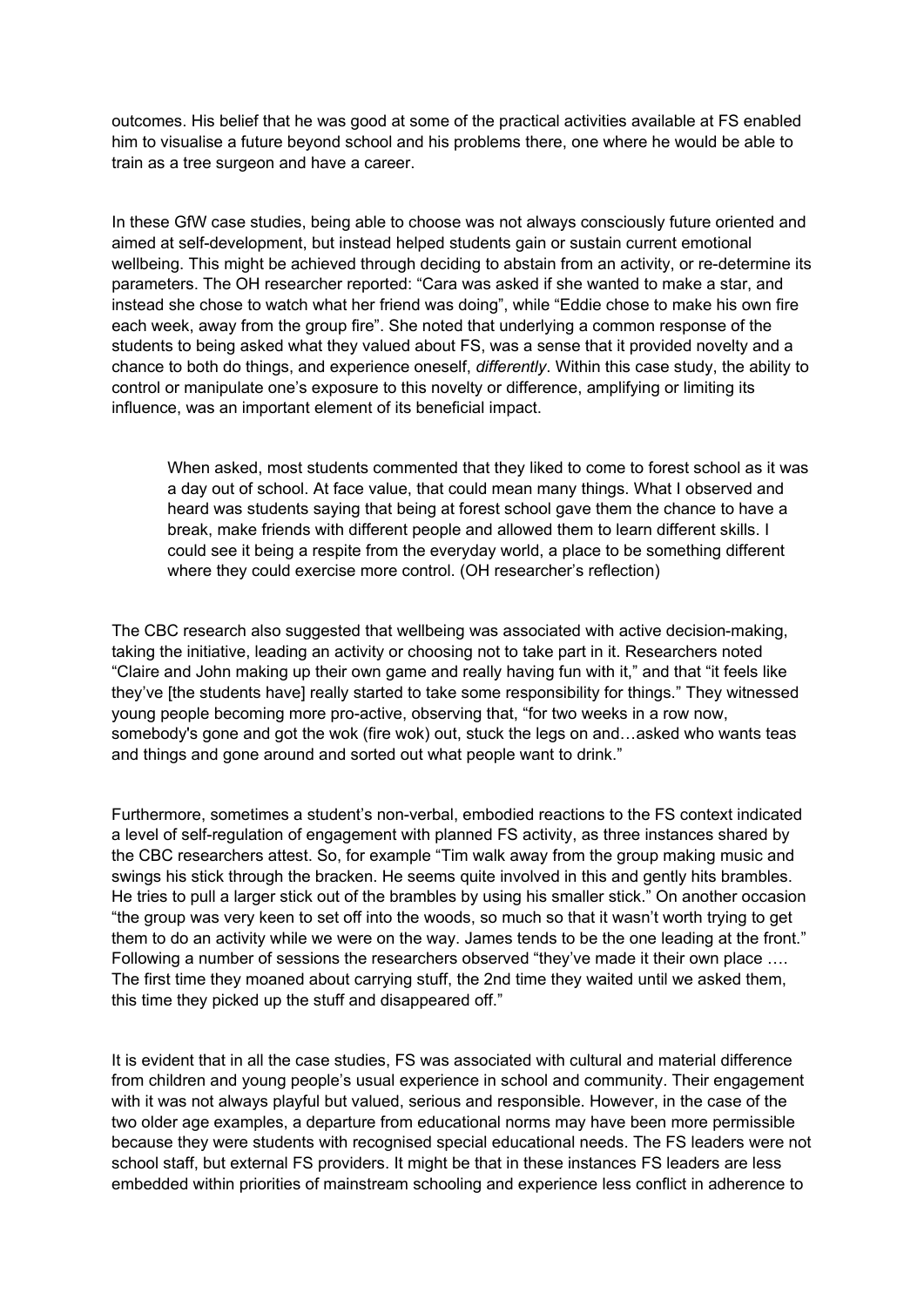outcomes. His belief that he was good at some of the practical activities available at FS enabled him to visualise a future beyond school and his problems there, one where he would be able to train as a tree surgeon and have a career.

In these GfW case studies, being able to choose was not always consciously future oriented and aimed at self-development, but instead helped students gain or sustain current emotional wellbeing. This might be achieved through deciding to abstain from an activity, or re-determine its parameters. The OH researcher reported: “Cara was asked if she wanted to make a star, and instead she chose to watch what her friend was doing”, while “Eddie chose to make his own fire each week, away from the group fire”. She noted that underlying a common response of the students to being asked what they valued about FS, was a sense that it provided novelty and a chance to both do things, and experience oneself, *differently*. Within this case study, the ability to control or manipulate one’s exposure to this novelty or difference, amplifying or limiting its influence, was an important element of its beneficial impact.

> When asked, most students commented that they liked to come to forest school as it was a day out of school. At face value, that could mean many things. What I observed and heard was students saying that being at forest school gave them the chance to have a break, make friends with different people and allowed them to learn different skills. I could see it being a respite from the everyday world, a place to be something different where they could exercise more control. (OH researcher’s reflection)

The CBC research also suggested that wellbeing was associated with active decision-making, taking the initiative, leading an activity or choosing not to take part in it. Researchers noted “Claire and John making up their own game and really having fun with it,” and that “it feels like they’ve [the students have] really started to take some responsibility for things.” They witnessed young people becoming more pro-active, observing that, “for two weeks in a row now, somebody's gone and got the wok (fire wok) out, stuck the legs on and…asked who wants teas and things and gone around and sorted out what people want to drink.”

Furthermore, sometimes a student’s non-verbal, embodied reactions to the FS context indicated a level of self-regulation of engagement with planned FS activity, as three instances shared by the CBC researchers attest. So, for example “Tim walk away from the group making music and swings his stick through the bracken. He seems quite involved in this and gently hits brambles. He tries to pull a larger stick out of the brambles by using his smaller stick.” On another occasion “the group was very keen to set off into the woods, so much so that it wasn’t worth trying to get them to do an activity while we were on the way. James tends to be the one leading at the front.” Following a number of sessions the researchers observed “they’ve made it their own place …. The first time they moaned about carrying stuff, the 2nd time they waited until we asked them, this time they picked up the stuff and disappeared off.”

It is evident that in all the case studies, FS was associated with cultural and material difference from children and young people’s usual experience in school and community. Their engagement with it was not always playful but valued, serious and responsible. However, in the case of the two older age examples, a departure from educational norms may have been more permissible because they were students with recognised special educational needs. The FS leaders were not school staff, but external FS providers. It might be that in these instances FS leaders are less embedded within priorities of mainstream schooling and experience less conflict in adherence to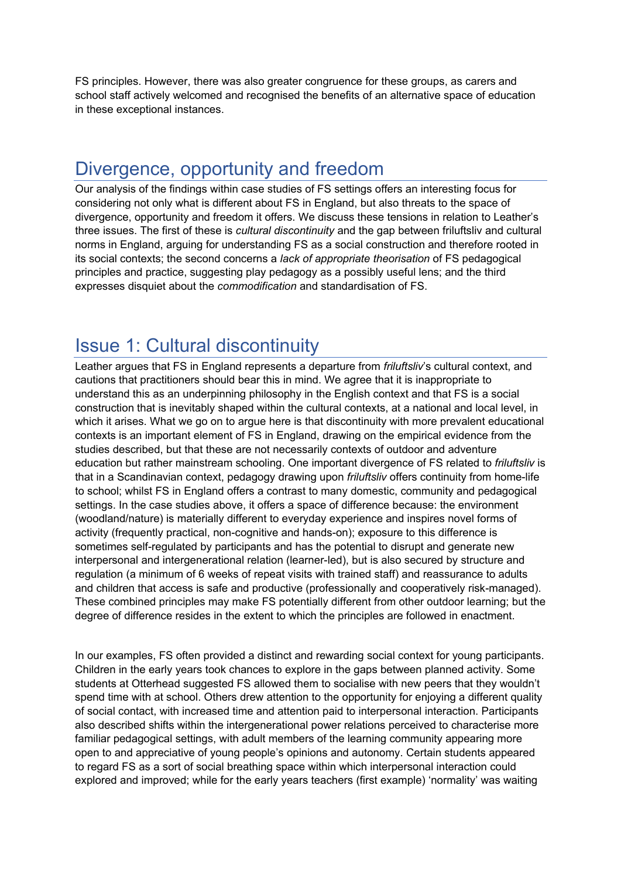FS principles. However, there was also greater congruence for these groups, as carers and school staff actively welcomed and recognised the benefits of an alternative space of education in these exceptional instances.

## Divergence, opportunity and freedom

Our analysis of the findings within case studies of FS settings offers an interesting focus for considering not only what is different about FS in England, but also threats to the space of divergence, opportunity and freedom it offers. We discuss these tensions in relation to Leather's three issues. The first of these is *cultural discontinuity* and the gap between friluftsliv and cultural norms in England, arguing for understanding FS as a social construction and therefore rooted in its social contexts; the second concerns a *lack of appropriate theorisation* of FS pedagogical principles and practice, suggesting play pedagogy as a possibly useful lens; and the third expresses disquiet about the *commodification* and standardisation of FS.

## Issue 1: Cultural discontinuity

Leather argues that FS in England represents a departure from *friluftsliv*'s cultural context, and cautions that practitioners should bear this in mind. We agree that it is inappropriate to understand this as an underpinning philosophy in the English context and that FS is a social construction that is inevitably shaped within the cultural contexts, at a national and local level, in which it arises. What we go on to argue here is that discontinuity with more prevalent educational contexts is an important element of FS in England, drawing on the empirical evidence from the studies described, but that these are not necessarily contexts of outdoor and adventure education but rather mainstream schooling. One important divergence of FS related to *friluftsliv* is that in a Scandinavian context, pedagogy drawing upon *friluftsliv* offers continuity from home-life to school; whilst FS in England offers a contrast to many domestic, community and pedagogical settings. In the case studies above, it offers a space of difference because: the environment (woodland/nature) is materially different to everyday experience and inspires novel forms of activity (frequently practical, non-cognitive and hands-on); exposure to this difference is sometimes self-regulated by participants and has the potential to disrupt and generate new interpersonal and intergenerational relation (learner-led), but is also secured by structure and regulation (a minimum of 6 weeks of repeat visits with trained staff) and reassurance to adults and children that access is safe and productive (professionally and cooperatively risk-managed). These combined principles may make FS potentially different from other outdoor learning; but the degree of difference resides in the extent to which the principles are followed in enactment.

In our examples, FS often provided a distinct and rewarding social context for young participants. Children in the early years took chances to explore in the gaps between planned activity. Some students at Otterhead suggested FS allowed them to socialise with new peers that they wouldn't spend time with at school. Others drew attention to the opportunity for enjoying a different quality of social contact, with increased time and attention paid to interpersonal interaction. Participants also described shifts within the intergenerational power relations perceived to characterise more familiar pedagogical settings, with adult members of the learning community appearing more open to and appreciative of young people's opinions and autonomy. Certain students appeared to regard FS as a sort of social breathing space within which interpersonal interaction could explored and improved; while for the early years teachers (first example) 'normality' was waiting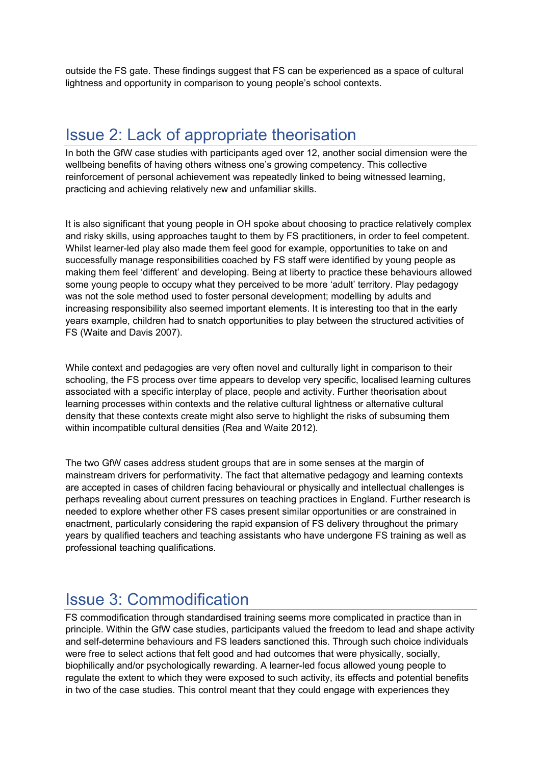outside the FS gate. These findings suggest that FS can be experienced as a space of cultural lightness and opportunity in comparison to young people's school contexts.

## Issue 2: Lack of appropriate theorisation

In both the GfW case studies with participants aged over 12, another social dimension were the wellbeing benefits of having others witness one's growing competency. This collective reinforcement of personal achievement was repeatedly linked to being witnessed learning, practicing and achieving relatively new and unfamiliar skills.

It is also significant that young people in OH spoke about choosing to practice relatively complex and risky skills, using approaches taught to them by FS practitioners, in order to feel competent. Whilst learner-led play also made them feel good for example, opportunities to take on and successfully manage responsibilities coached by FS staff were identified by young people as making them feel 'different' and developing. Being at liberty to practice these behaviours allowed some young people to occupy what they perceived to be more 'adult' territory. Play pedagogy was not the sole method used to foster personal development; modelling by adults and increasing responsibility also seemed important elements. It is interesting too that in the early years example, children had to snatch opportunities to play between the structured activities of FS (Waite and Davis 2007).

While context and pedagogies are very often novel and culturally light in comparison to their schooling, the FS process over time appears to develop very specific, localised learning cultures associated with a specific interplay of place, people and activity. Further theorisation about learning processes within contexts and the relative cultural lightness or alternative cultural density that these contexts create might also serve to highlight the risks of subsuming them within incompatible cultural densities (Rea and Waite 2012).

The two GfW cases address student groups that are in some senses at the margin of mainstream drivers for performativity. The fact that alternative pedagogy and learning contexts are accepted in cases of children facing behavioural or physically and intellectual challenges is perhaps revealing about current pressures on teaching practices in England. Further research is needed to explore whether other FS cases present similar opportunities or are constrained in enactment, particularly considering the rapid expansion of FS delivery throughout the primary years by qualified teachers and teaching assistants who have undergone FS training as well as professional teaching qualifications.

## Issue 3: Commodification

FS commodification through standardised training seems more complicated in practice than in principle. Within the GfW case studies, participants valued the freedom to lead and shape activity and self-determine behaviours and FS leaders sanctioned this. Through such choice individuals were free to select actions that felt good and had outcomes that were physically, socially, biophilically and/or psychologically rewarding. A learner-led focus allowed young people to regulate the extent to which they were exposed to such activity, its effects and potential benefits in two of the case studies. This control meant that they could engage with experiences they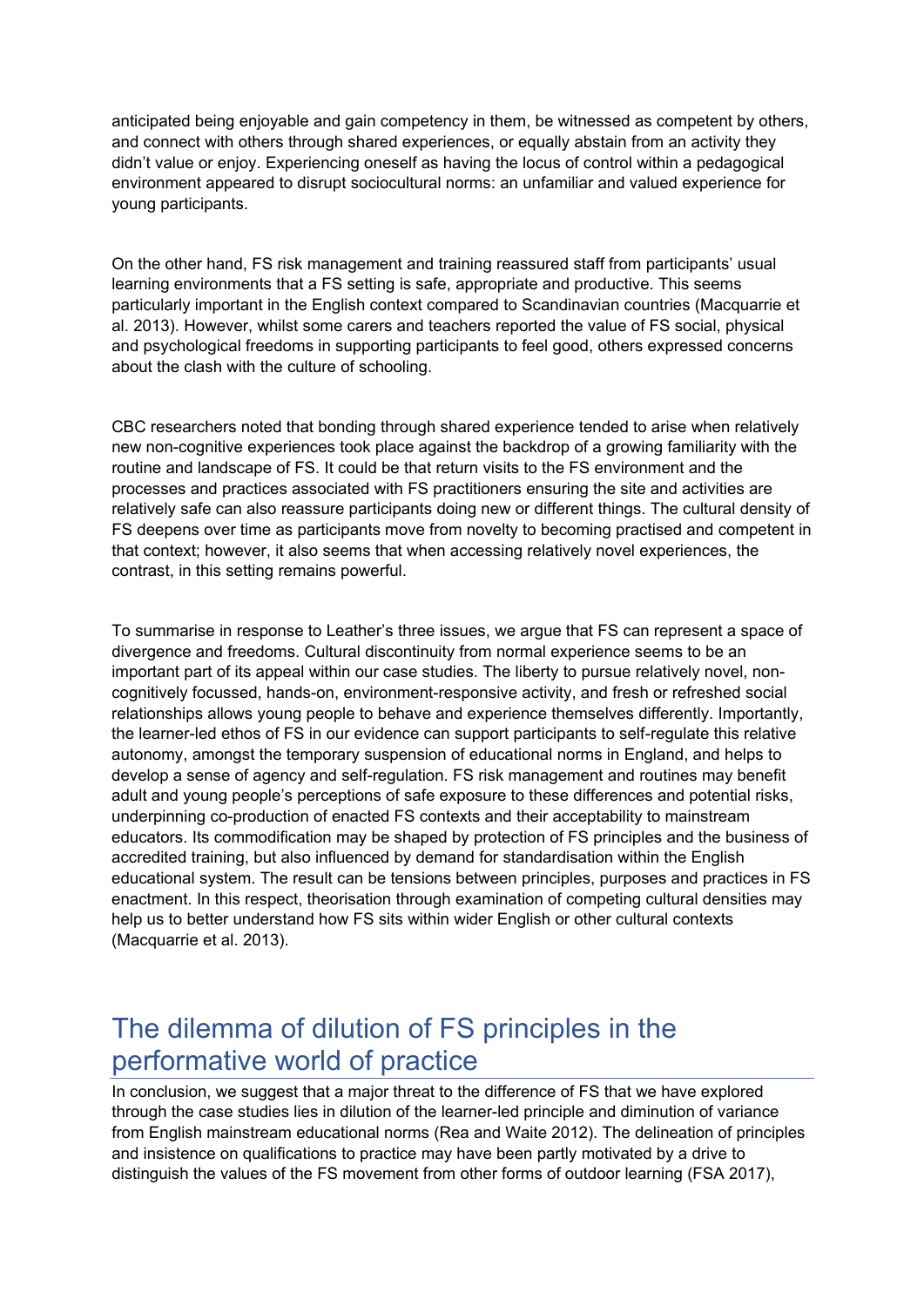anticipated being enjoyable and gain competency in them, be witnessed as competent by others, and connect with others through shared experiences, or equally abstain from an activity they didn't value or enjoy. Experiencing oneself as having the locus of control within a pedagogical environment appeared to disrupt sociocultural norms: an unfamiliar and valued experience for young participants.

On the other hand, FS risk management and training reassured staff from participants' usual learning environments that a FS setting is safe, appropriate and productive. This seems particularly important in the English context compared to Scandinavian countries (Macquarrie et al. 2013). However, whilst some carers and teachers reported the value of FS social, physical and psychological freedoms in supporting participants to feel good, others expressed concerns about the clash with the culture of schooling.

CBC researchers noted that bonding through shared experience tended to arise when relatively new non-cognitive experiences took place against the backdrop of a growing familiarity with the routine and landscape of FS. It could be that return visits to the FS environment and the processes and practices associated with FS practitioners ensuring the site and activities are relatively safe can also reassure participants doing new or different things. The cultural density of FS deepens over time as participants move from novelty to becoming practised and competent in that context; however, it also seems that when accessing relatively novel experiences, the contrast, in this setting remains powerful.

To summarise in response to Leather's three issues, we argue that FS can represent a space of divergence and freedoms. Cultural discontinuity from normal experience seems to be an important part of its appeal within our case studies. The liberty to pursue relatively novel, non-cognitively focussed, hands-on, environment-responsive activity, and fresh or refreshed social relationships allows young people to behave and experience themselves differently. Importantly, the learner-led ethos of FS in our evidence can support participants to self-regulate this relative autonomy, amongst the temporary suspension of educational norms in England, and helps to develop a sense of agency and self-regulation. FS risk management and routines may benefit adult and young people's perceptions of safe exposure to these differences and potential risks, underpinning co-production of enacted FS contexts and their acceptability to mainstream educators. Its commodification may be shaped by protection of FS principles and the business of accredited training, but also influenced by demand for standardisation within the English educational system. The result can be tensions between principles, purposes and practices in FS enactment. In this respect, theorisation through examination of competing cultural densities may help us to better understand how FS sits within wider English or other cultural contexts (Macquarrie et al. 2013).

## The dilemma of dilution of FS principles in the performative world of practice

In conclusion, we suggest that a major threat to the difference of FS that we have explored through the case studies lies in dilution of the learner-led principle and diminution of variance from English mainstream educational norms (Rea and Waite 2012). The delineation of principles and insistence on qualifications to practice may have been partly motivated by a drive to distinguish the values of the FS movement from other forms of outdoor learning (FSA 2017),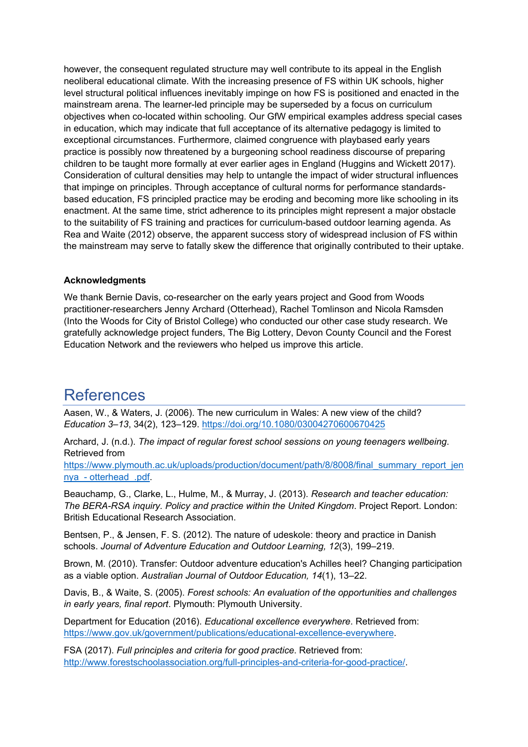however, the consequent regulated structure may well contribute to its appeal in the English neoliberal educational climate. With the increasing presence of FS within UK schools, higher level structural political influences inevitably impinge on how FS is positioned and enacted in the mainstream arena. The learner-led principle may be superseded by a focus on curriculum objectives when co-located within schooling. Our GfW empirical examples address special cases in education, which may indicate that full acceptance of its alternative pedagogy is limited to exceptional circumstances. Furthermore, claimed congruence with playbased early years practice is possibly now threatened by a burgeoning school readiness discourse of preparing children to be taught more formally at ever earlier ages in England (Huggins and Wickett 2017). Consideration of cultural densities may help to untangle the impact of wider structural influences that impinge on principles. Through acceptance of cultural norms for performance standards-based education, FS principled practice may be eroding and becoming more like schooling in its enactment. At the same time, strict adherence to its principles might represent a major obstacle to the suitability of FS training and practices for curriculum-based outdoor learning agenda. As Rea and Waite (2012) observe, the apparent success story of widespread inclusion of FS within the mainstream may serve to fatally skew the difference that originally contributed to their uptake.

**Acknowledgments**

We thank Bernie Davis, co-researcher on the early years project and Good from Woods practitioner-researchers Jenny Archard (Otterhead), Rachel Tomlinson and Nicola Ramsden (Into the Woods for City of Bristol College) who conducted our other case study research. We gratefully acknowledge project funders, The Big Lottery, Devon County Council and the Forest Education Network and the reviewers who helped us improve this article.

# References

Aasen, W., & Waters, J. (2006). The new curriculum in Wales: A new view of the child? *Education 3–13*, 34(2), 123–129. https://doi.org/10.1080/03004270600670425

Archard, J. (n.d.). *The impact of regular forest school sessions on young teenagers wellbeing*. Retrieved from https://www.plymouth.ac.uk/uploads/production/document/path/8/8008/final_summary_report_jennya_-otterhead_.pdf.

Beauchamp, G., Clarke, L., Hulme, M., & Murray, J. (2013). *Research and teacher education: The BERA-RSA inquiry. Policy and practice within the United Kingdom*. Project Report. London: British Educational Research Association.

Bentsen, P., & Jensen, F. S. (2012). The nature of udeskole: theory and practice in Danish schools. *Journal of Adventure Education and Outdoor Learning, 12*(3), 199–219.

Brown, M. (2010). Transfer: Outdoor adventure education's Achilles heel? Changing participation as a viable option. *Australian Journal of Outdoor Education, 14*(1), 13–22.

Davis, B., & Waite, S. (2005). *Forest schools: An evaluation of the opportunities and challenges in early years, final report*. Plymouth: Plymouth University.

Department for Education (2016). *Educational excellence everywhere*. Retrieved from: https://www.gov.uk/government/publications/educational-excellence-everywhere.

FSA (2017). *Full principles and criteria for good practice*. Retrieved from: http://www.forestschoolassociation.org/full-principles-and-criteria-for-good-practice/.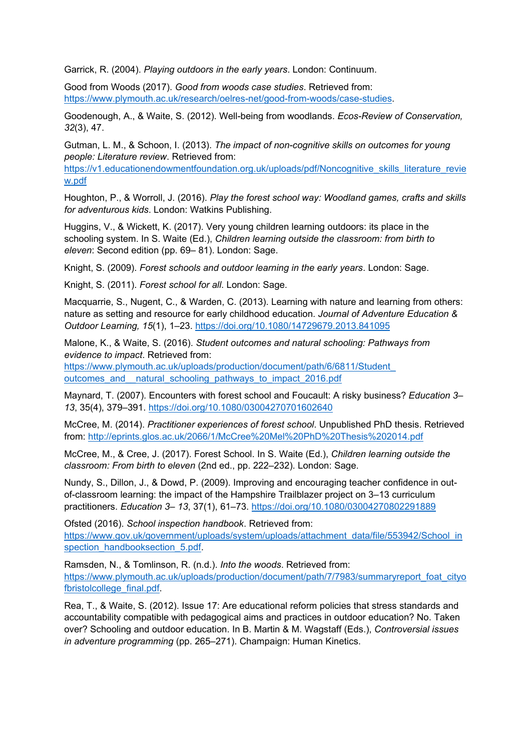Garrick, R. (2004). *Playing outdoors in the early years*. London: Continuum.

Good from Woods (2017). *Good from woods case studies*. Retrieved from: https://www.plymouth.ac.uk/research/oelres-net/good-from-woods/case-studies.

Goodenough, A., & Waite, S. (2012). Well-being from woodlands. *Ecos-Review of Conservation, 32*(3), 47.

Gutman, L. M., & Schoon, I. (2013). *The impact of non-cognitive skills on outcomes for young people: Literature review*. Retrieved from: https://v1.educationendowmentfoundation.org.uk/uploads/pdf/Noncognitive_skills_literature_review.pdf

Houghton, P., & Worroll, J. (2016). *Play the forest school way: Woodland games, crafts and skills for adventurous kids*. London: Watkins Publishing.

Huggins, V., & Wickett, K. (2017). Very young children learning outdoors: its place in the schooling system. In S. Waite (Ed.), *Children learning outside the classroom: from birth to eleven*: Second edition (pp. 69– 81). London: Sage.

Knight, S. (2009). *Forest schools and outdoor learning in the early years*. London: Sage.

Knight, S. (2011). *Forest school for all*. London: Sage.

Macquarrie, S., Nugent, C., & Warden, C. (2013). Learning with nature and learning from others: nature as setting and resource for early childhood education. *Journal of Adventure Education & Outdoor Learning, 15*(1), 1–23. https://doi.org/10.1080/14729679.2013.841095

Malone, K., & Waite, S. (2016). *Student outcomes and natural schooling: Pathways from evidence to impact*. Retrieved from: https://www.plymouth.ac.uk/uploads/production/document/path/6/6811/Student_outcomes_and__natural_schooling_pathways_to_impact_2016.pdf

Maynard, T. (2007). Encounters with forest school and Foucault: A risky business? *Education 3–13*, 35(4), 379–391. https://doi.org/10.1080/03004270701602640

McCree, M. (2014). *Practitioner experiences of forest school*. Unpublished PhD thesis. Retrieved from: http://eprints.glos.ac.uk/2066/1/McCree%20Mel%20PhD%20Thesis%202014.pdf

McCree, M., & Cree, J. (2017). Forest School. In S. Waite (Ed.), *Children learning outside the classroom: From birth to eleven* (2nd ed., pp. 222–232). London: Sage.

Nundy, S., Dillon, J., & Dowd, P. (2009). Improving and encouraging teacher confidence in out-of-classroom learning: the impact of the Hampshire Trailblazer project on 3–13 curriculum practitioners. *Education 3– 13*, 37(1), 61–73. https://doi.org/10.1080/03004270802291889

Ofsted (2016). *School inspection handbook*. Retrieved from: https://www.gov.uk/government/uploads/system/uploads/attachment_data/file/553942/School_inspection_handbooksection_5.pdf.

Ramsden, N., & Tomlinson, R. (n.d.). *Into the woods*. Retrieved from: https://www.plymouth.ac.uk/uploads/production/document/path/7/7983/summaryreport_foat_cityofbristolcollege_final.pdf.

Rea, T., & Waite, S. (2012). Issue 17: Are educational reform policies that stress standards and accountability compatible with pedagogical aims and practices in outdoor education? No. Taken over? Schooling and outdoor education. In B. Martin & M. Wagstaff (Eds.), *Controversial issues in adventure programming* (pp. 265–271). Champaign: Human Kinetics.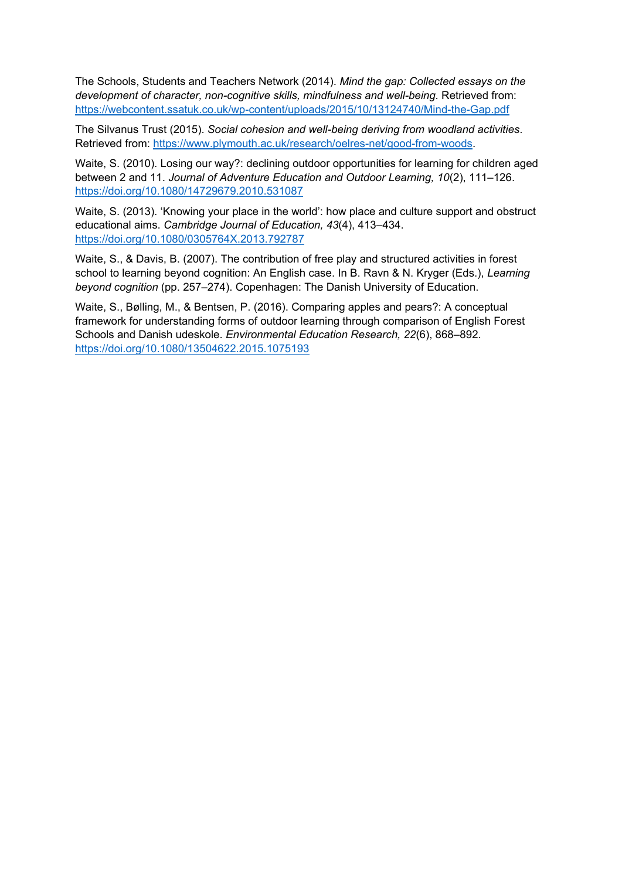The Schools, Students and Teachers Network (2014). *Mind the gap: Collected essays on the development of character, non-cognitive skills, mindfulness and well-being*. Retrieved from: https://webcontent.ssatuk.co.uk/wp-content/uploads/2015/10/13124740/Mind-the-Gap.pdf

The Silvanus Trust (2015). *Social cohesion and well-being deriving from woodland activities*. Retrieved from: https://www.plymouth.ac.uk/research/oelres-net/good-from-woods.

Waite, S. (2010). Losing our way?: declining outdoor opportunities for learning for children aged between 2 and 11. *Journal of Adventure Education and Outdoor Learning, 10*(2), 111–126. https://doi.org/10.1080/14729679.2010.531087

Waite, S. (2013). 'Knowing your place in the world': how place and culture support and obstruct educational aims. *Cambridge Journal of Education, 43*(4), 413–434. https://doi.org/10.1080/0305764X.2013.792787

Waite, S., & Davis, B. (2007). The contribution of free play and structured activities in forest school to learning beyond cognition: An English case. In B. Ravn & N. Kryger (Eds.), *Learning beyond cognition* (pp. 257–274). Copenhagen: The Danish University of Education.

Waite, S., Bølling, M., & Bentsen, P. (2016). Comparing apples and pears?: A conceptual framework for understanding forms of outdoor learning through comparison of English Forest Schools and Danish udeskole. *Environmental Education Research, 22*(6), 868–892. https://doi.org/10.1080/13504622.2015.1075193